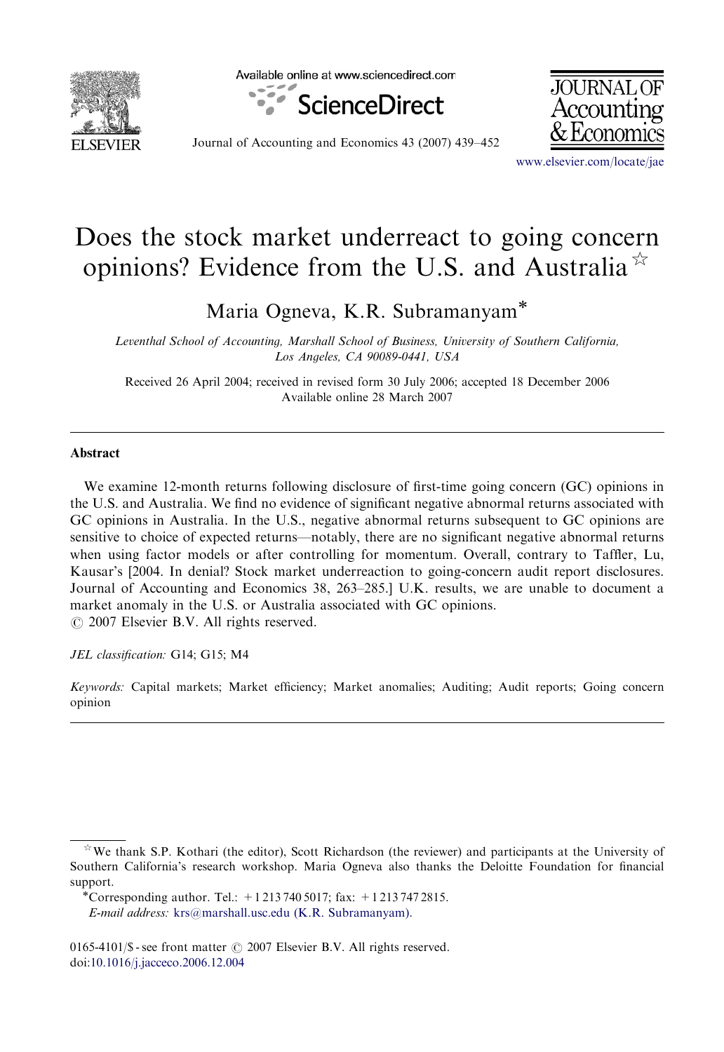# Does the stock market underreact to going concern opinions? Evidence from the U.S. and Australia ☆

Maria Ogneva, K.R. Subramanyam*

*Leventhal School of Accounting, Marshall School of Business, University of Southern California, Los Angeles, CA 90089-0441, USA*

Received 26 April 2004; received in revised form 30 July 2006; accepted 18 December 2006
Available online 28 March 2007

## Abstract

We examine 12-month returns following disclosure of first-time going concern (GC) opinions in the U.S. and Australia. We find no evidence of significant negative abnormal returns associated with GC opinions in Australia. In the U.S., negative abnormal returns subsequent to GC opinions are sensitive to choice of expected returns—notably, there are no significant negative abnormal returns when using factor models or after controlling for momentum. Overall, contrary to Taffler, Lu, Kausar's [2004. In denial? Stock market underreaction to going-concern audit report disclosures. Journal of Accounting and Economics 38, 263–285.] U.K. results, we are unable to document a market anomaly in the U.S. or Australia associated with GC opinions.
© 2007 Elsevier B.V. All rights reserved.

*JEL classification:* G14; G15; M4

*Keywords:* Capital markets; Market efficiency; Market anomalies; Auditing; Audit reports; Going concern opinion

---

☆ We thank S.P. Kothari (the editor), Scott Richardson (the reviewer) and participants at the University of Southern California's research workshop. Maria Ogneva also thanks the Deloitte Foundation for financial support.

*Corresponding author. Tel.: +1 213 740 5017; fax: +1 213 747 2815.
*E-mail address:* krs@marshall.usc.edu (K.R. Subramanyam).

0165-4101/$ - see front matter © 2007 Elsevier B.V. All rights reserved.
doi:10.1016/j.jacceco.2006.12.004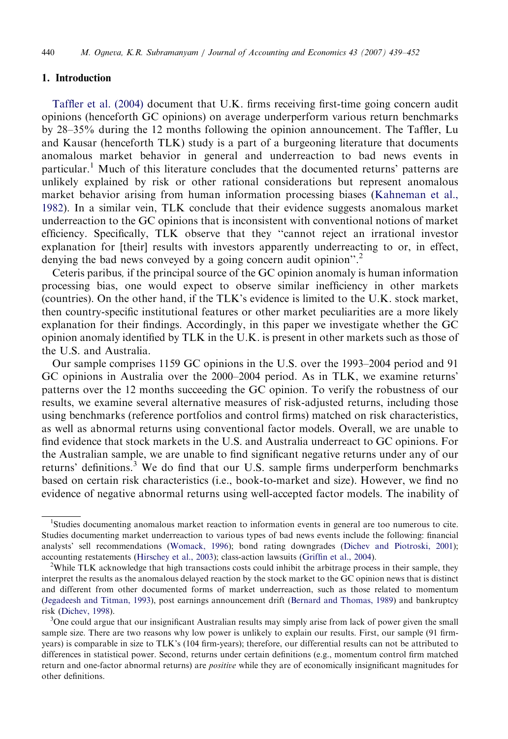## 1. Introduction

Taffler et al. (2004) document that U.K. firms receiving first-time going concern audit opinions (henceforth GC opinions) on average underperform various return benchmarks by 28–35% during the 12 months following the opinion announcement. The Taffler, Lu and Kausar (henceforth TLK) study is a part of a burgeoning literature that documents anomalous market behavior in general and underreaction to bad news events in particular.[1] Much of this literature concludes that the documented returns' patterns are unlikely explained by risk or other rational considerations but represent anomalous market behavior arising from human information processing biases (Kahneman et al., 1982). In a similar vein, TLK conclude that their evidence suggests anomalous market underreaction to the GC opinions that is inconsistent with conventional notions of market efficiency. Specifically, TLK observe that they "cannot reject an irrational investor explanation for [their] results with investors apparently underreacting to or, in effect, denying the bad news conveyed by a going concern audit opinion".[2]

*Ceteris paribus,* if the principal source of the GC opinion anomaly is human information processing bias, one would expect to observe similar inefficiency in other markets (countries). On the other hand, if the TLK's evidence is limited to the U.K. stock market, then country-specific institutional features or other market peculiarities are a more likely explanation for their findings. Accordingly, in this paper we investigate whether the GC opinion anomaly identified by TLK in the U.K. is present in other markets such as those of the U.S. and Australia.

Our sample comprises 1159 GC opinions in the U.S. over the 1993–2004 period and 91 GC opinions in Australia over the 2000–2004 period. As in TLK, we examine returns' patterns over the 12 months succeeding the GC opinion. To verify the robustness of our results, we examine several alternative measures of risk-adjusted returns, including those using benchmarks (reference portfolios and control firms) matched on risk characteristics, as well as abnormal returns using conventional factor models. Overall, we are unable to find evidence that stock markets in the U.S. and Australia underreact to GC opinions. For the Australian sample, we are unable to find significant negative returns under any of our returns' definitions.[3] We do find that our U.S. sample firms underperform benchmarks based on certain risk characteristics (i.e., book-to-market and size). However, we find no evidence of negative abnormal returns using well-accepted factor models. The inability of

---

[1] Studies documenting anomalous market reaction to information events in general are too numerous to cite. Studies documenting market underreaction to various types of bad news events include the following: financial analysts' sell recommendations (Womack, 1996); bond rating downgrades (Dichev and Piotroski, 2001); accounting restatements (Hirschey et al., 2003); class-action lawsuits (Griffin et al., 2004).

[2] While TLK acknowledge that high transactions costs could inhibit the arbitrage process in their sample, they interpret the results as the anomalous delayed reaction by the stock market to the GC opinion news that is distinct and different from other documented forms of market underreaction, such as those related to momentum (Jegadeesh and Titman, 1993), post earnings announcement drift (Bernard and Thomas, 1989) and bankruptcy risk (Dichev, 1998).

[3] One could argue that our insignificant Australian results may simply arise from lack of power given the small sample size. There are two reasons why low power is unlikely to explain our results. First, our sample (91 firm-years) is comparable in size to TLK's (104 firm-years); therefore, our differential results can not be attributed to differences in statistical power. Second, returns under certain definitions (e.g., momentum control firm matched return and one-factor abnormal returns) are *positive* while they are of economically insignificant magnitudes for other definitions.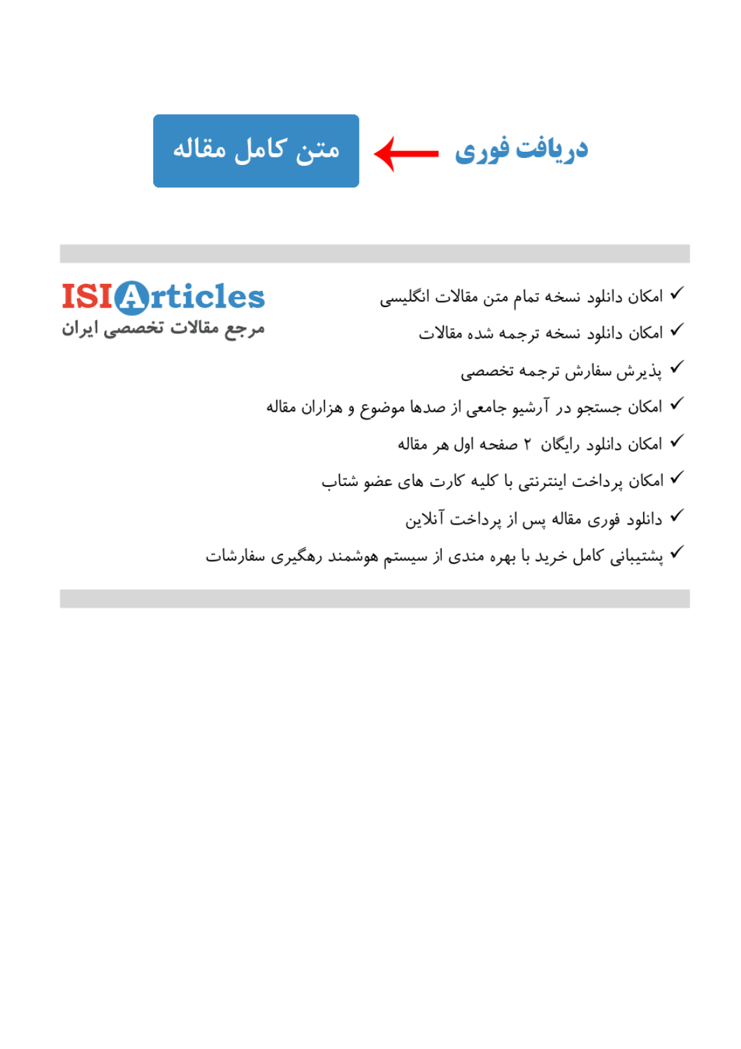دریافت فوری ← **متن کامل مقاله**

**ISIArticles**
مرجع مقالات تخصصی ایران

- ✓ امکان دانلود نسخه تمام متن مقالات انگلیسی
- ✓ امکان دانلود نسخه ترجمه شده مقالات
- ✓ پذیرش سفارش ترجمه تخصصی
- ✓ امکان جستجو در آرشیو جامعی از صدها موضوع و هزاران مقاله
- ✓ امکان دانلود رایگان ۲ صفحه اول هر مقاله
- ✓ امکان پرداخت اینترنتی با کلیه کارت های عضو شتاب
- ✓ دانلود فوری مقاله پس از پرداخت آنلاین
- ✓ پشتیبانی کامل خرید با بهره مندی از سیستم هوشمند رهگیری سفارشات